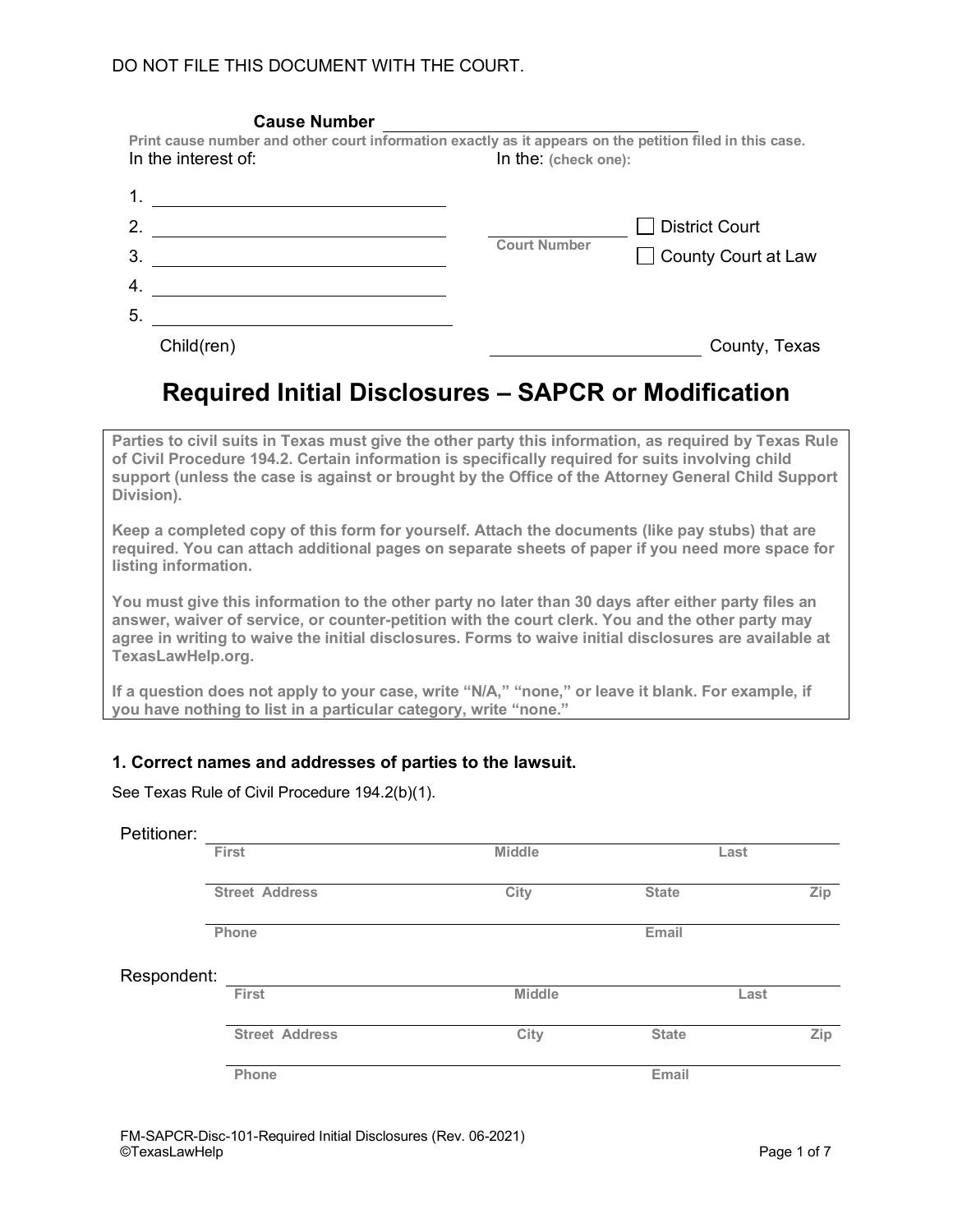DO NOT FILE THIS DOCUMENT WITH THE COURT.

**Cause Number** ______________________

**Print cause number and other court information exactly as it appears on the petition filed in this case.**

In the interest of:

1. ______________________
2. ______________________
3. ______________________
4. ______________________
5. ______________________

Child(ren)

In the: **(check one):**

______________ **Court Number**

☐ District Court

☐ County Court at Law

______________ County, Texas

# Required Initial Disclosures – SAPCR or Modification

**Parties to civil suits in Texas must give the other party this information, as required by Texas Rule of Civil Procedure 194.2. Certain information is specifically required for suits involving child support (unless the case is against or brought by the Office of the Attorney General Child Support Division).**

**Keep a completed copy of this form for yourself. Attach the documents (like pay stubs) that are required. You can attach additional pages on separate sheets of paper if you need more space for listing information.**

**You must give this information to the other party no later than 30 days after either party files an answer, waiver of service, or counter-petition with the court clerk. You and the other party may agree in writing to waive the initial disclosures. Forms to waive initial disclosures are available at TexasLawHelp.org.**

**If a question does not apply to your case, write "N/A," "none," or leave it blank. For example, if you have nothing to list in a particular category, write "none."**

### 1. Correct names and addresses of parties to the lawsuit.

See Texas Rule of Civil Procedure 194.2(b)(1).

Petitioner: ______________________________________________

First | Middle | Last

Street Address | City | State | Zip

Phone | Email

Respondent: ______________________________________________

First | Middle | Last

Street Address | City | State | Zip

Phone | Email

FM-SAPCR-Disc-101-Required Initial Disclosures (Rev. 06-2021)
©TexasLawHelp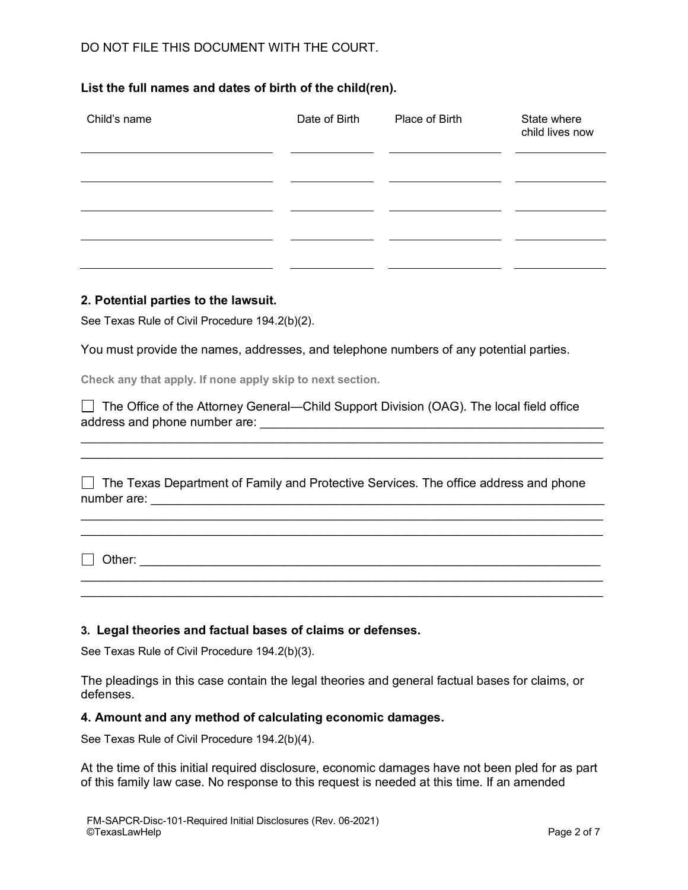DO NOT FILE THIS DOCUMENT WITH THE COURT.

**List the full names and dates of birth of the child(ren).**

| Child's name | Date of Birth | Place of Birth | State where child lives now |
| --- | --- | --- | --- |
| | | | |
| | | | |
| | | | |
| | | | |
| | | | |

### 2. Potential parties to the lawsuit.

See Texas Rule of Civil Procedure 194.2(b)(2).

You must provide the names, addresses, and telephone numbers of any potential parties.

**Check any that apply. If none apply skip to next section.**

☐ The Office of the Attorney General—Child Support Division (OAG). The local field office address and phone number are: ____________________________________________________
________________________________________________________________________
________________________________________________________________________

☐ The Texas Department of Family and Protective Services. The office address and phone number are: ____________________________________________________________
________________________________________________________________________
________________________________________________________________________

☐ Other: ________________________________________________________________
________________________________________________________________________
________________________________________________________________________

### 3. Legal theories and factual bases of claims or defenses.

See Texas Rule of Civil Procedure 194.2(b)(3).

The pleadings in this case contain the legal theories and general factual bases for claims, or defenses.

### 4. Amount and any method of calculating economic damages.

See Texas Rule of Civil Procedure 194.2(b)(4).

At the time of this initial required disclosure, economic damages have not been pled for as part of this family law case. No response to this request is needed at this time. If an amended

FM-SAPCR-Disc-101-Required Initial Disclosures (Rev. 06-2021)
©TexasLawHelp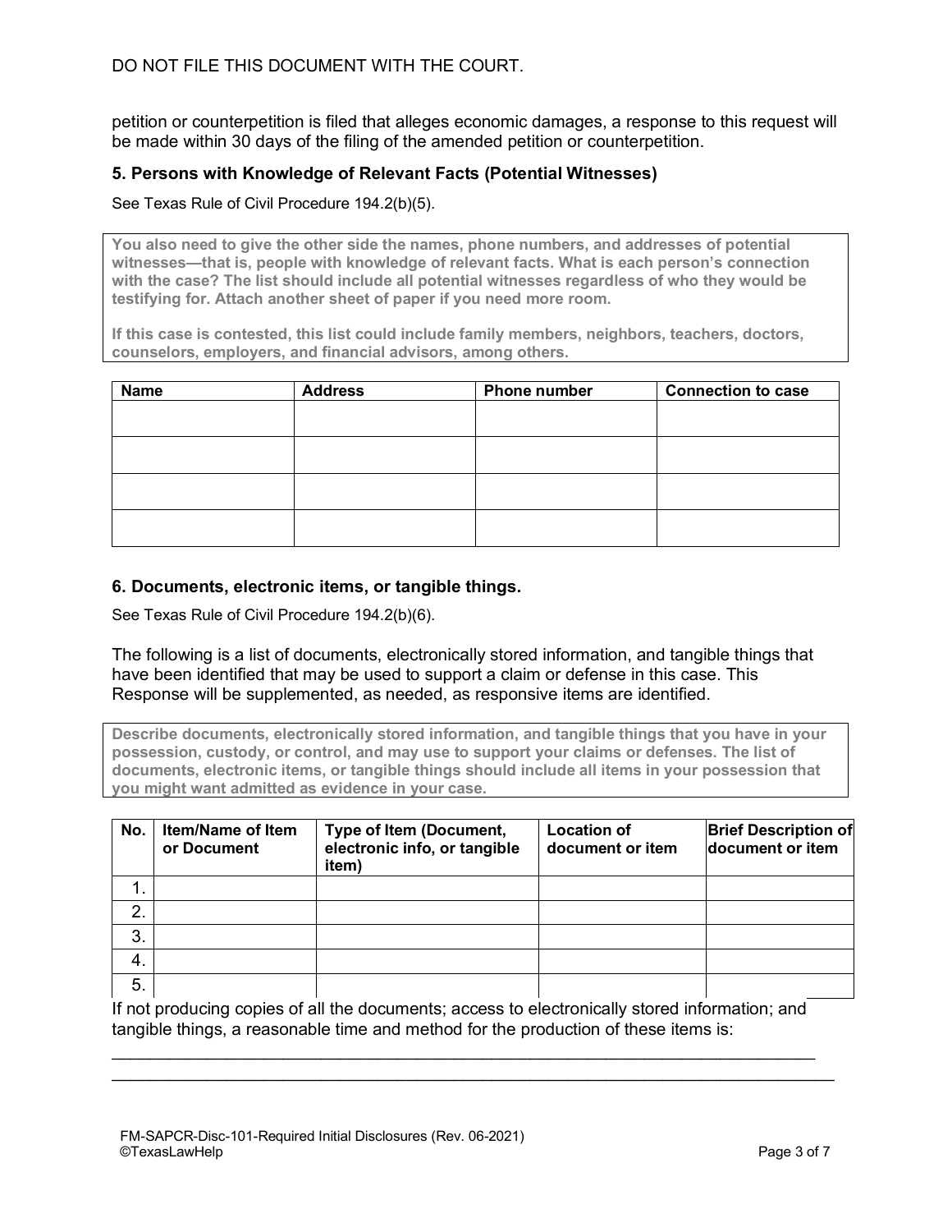DO NOT FILE THIS DOCUMENT WITH THE COURT.

petition or counterpetition is filed that alleges economic damages, a response to this request will be made within 30 days of the filing of the amended petition or counterpetition.

### 5. Persons with Knowledge of Relevant Facts (Potential Witnesses)

See Texas Rule of Civil Procedure 194.2(b)(5).

**You also need to give the other side the names, phone numbers, and addresses of potential witnesses—that is, people with knowledge of relevant facts. What is each person's connection with the case? The list should include all potential witnesses regardless of who they would be testifying for. Attach another sheet of paper if you need more room.**

**If this case is contested, this list could include family members, neighbors, teachers, doctors, counselors, employers, and financial advisors, among others.**

| Name | Address | Phone number | Connection to case |
|---|---|---|---|
| | | | |
| | | | |
| | | | |
| | | | |

### 6. Documents, electronic items, or tangible things.

See Texas Rule of Civil Procedure 194.2(b)(6).

The following is a list of documents, electronically stored information, and tangible things that have been identified that may be used to support a claim or defense in this case. This Response will be supplemented, as needed, as responsive items are identified.

**Describe documents, electronically stored information, and tangible things that you have in your possession, custody, or control, and may use to support your claims or defenses. The list of documents, electronic items, or tangible things should include all items in your possession that you might want admitted as evidence in your case.**

| No. | Item/Name of Item or Document | Type of Item (Document, electronic info, or tangible item) | Location of document or item | Brief Description of document or item |
|---|---|---|---|---|
| 1. | | | | |
| 2. | | | | |
| 3. | | | | |
| 4. | | | | |
| 5. | | | | |

If not producing copies of all the documents; access to electronically stored information; and tangible things, a reasonable time and method for the production of these items is:

\_\_\_\_\_\_\_\_\_\_\_\_\_\_\_\_\_\_\_\_\_\_\_\_\_\_\_\_\_\_\_\_\_\_\_\_\_\_\_\_\_\_\_\_\_\_\_\_\_\_\_\_\_\_\_\_\_\_\_\_\_\_\_\_\_\_\_\_\_\_\_\_\_\_
\_\_\_\_\_\_\_\_\_\_\_\_\_\_\_\_\_\_\_\_\_\_\_\_\_\_\_\_\_\_\_\_\_\_\_\_\_\_\_\_\_\_\_\_\_\_\_\_\_\_\_\_\_\_\_\_\_\_\_\_\_\_\_\_\_\_\_\_\_\_\_\_\_\_

FM-SAPCR-Disc-101-Required Initial Disclosures (Rev. 06-2021)
©TexasLawHelp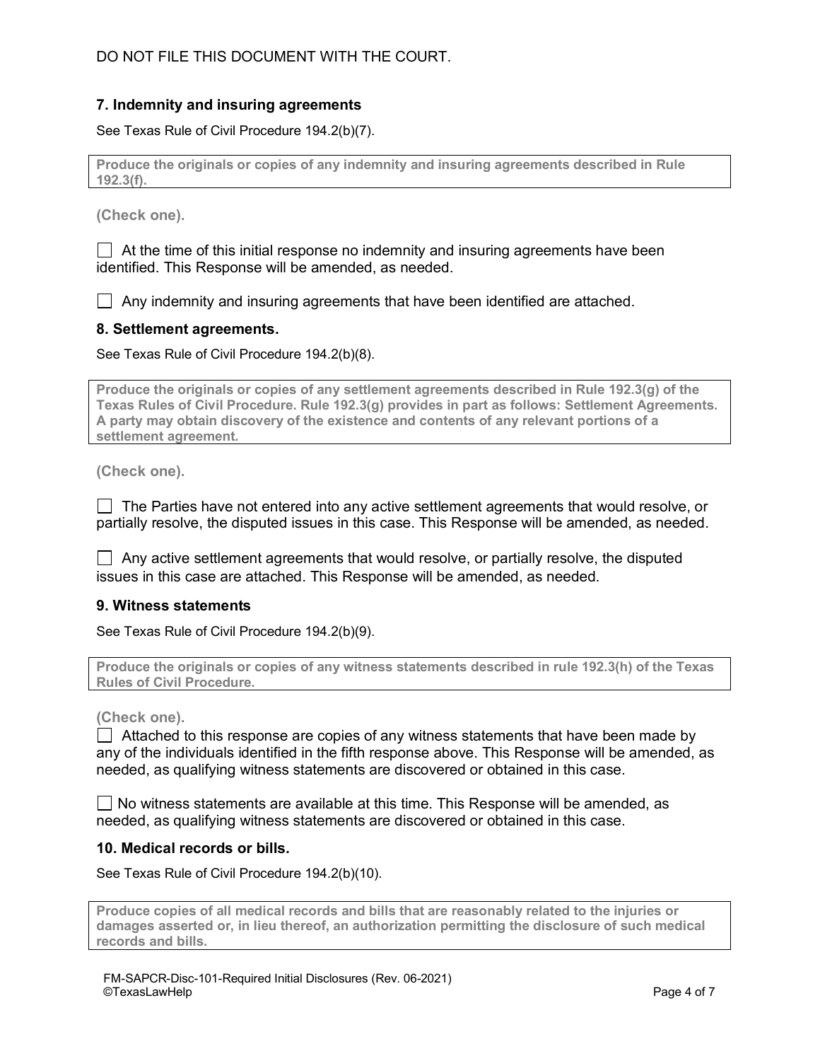DO NOT FILE THIS DOCUMENT WITH THE COURT.

### 7. Indemnity and insuring agreements

See Texas Rule of Civil Procedure 194.2(b)(7).

**Produce the originals or copies of any indemnity and insuring agreements described in Rule 192.3(f).**

**(Check one).**

☐ At the time of this initial response no indemnity and insuring agreements have been identified. This Response will be amended, as needed.

☐ Any indemnity and insuring agreements that have been identified are attached.

### 8. Settlement agreements.

See Texas Rule of Civil Procedure 194.2(b)(8).

**Produce the originals or copies of any settlement agreements described in Rule 192.3(g) of the Texas Rules of Civil Procedure. Rule 192.3(g) provides in part as follows: Settlement Agreements. A party may obtain discovery of the existence and contents of any relevant portions of a settlement agreement.**

**(Check one).**

☐ The Parties have not entered into any active settlement agreements that would resolve, or partially resolve, the disputed issues in this case. This Response will be amended, as needed.

☐ Any active settlement agreements that would resolve, or partially resolve, the disputed issues in this case are attached. This Response will be amended, as needed.

### 9. Witness statements

See Texas Rule of Civil Procedure 194.2(b)(9).

**Produce the originals or copies of any witness statements described in rule 192.3(h) of the Texas Rules of Civil Procedure.**

**(Check one).**

☐ Attached to this response are copies of any witness statements that have been made by any of the individuals identified in the fifth response above. This Response will be amended, as needed, as qualifying witness statements are discovered or obtained in this case.

☐ No witness statements are available at this time. This Response will be amended, as needed, as qualifying witness statements are discovered or obtained in this case.

### 10. Medical records or bills.

See Texas Rule of Civil Procedure 194.2(b)(10).

**Produce copies of all medical records and bills that are reasonably related to the injuries or damages asserted or, in lieu thereof, an authorization permitting the disclosure of such medical records and bills.**

FM-SAPCR-Disc-101-Required Initial Disclosures (Rev. 06-2021)
©TexasLawHelp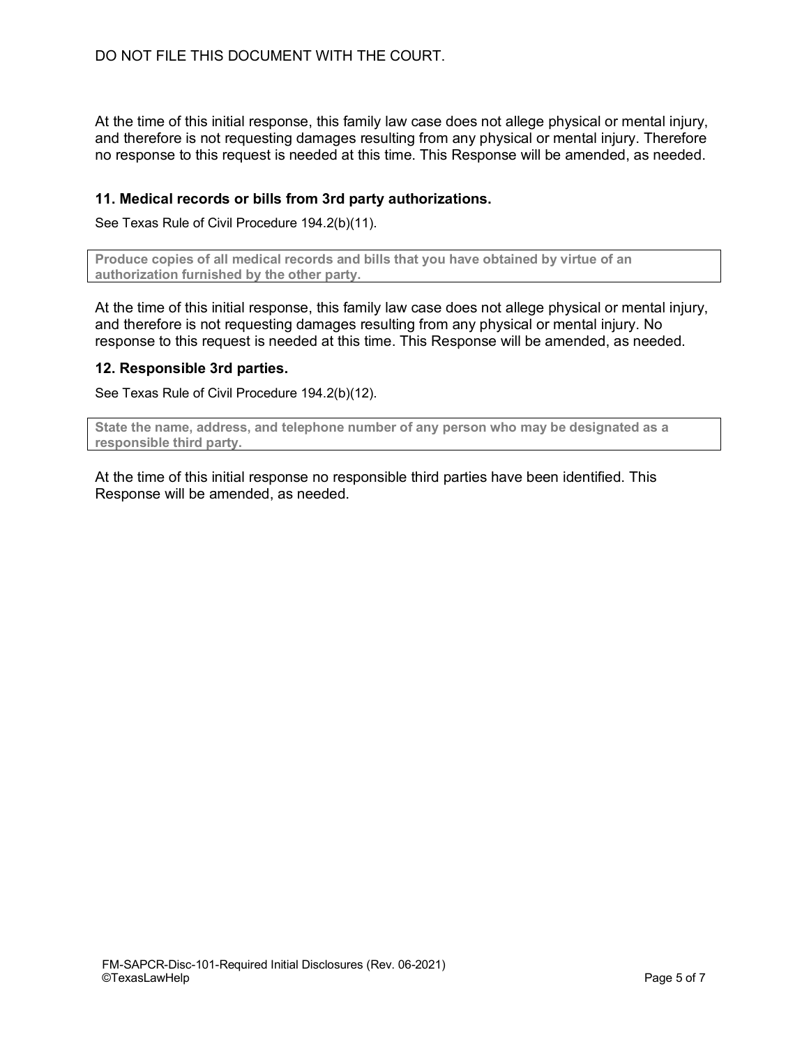DO NOT FILE THIS DOCUMENT WITH THE COURT.

At the time of this initial response, this family law case does not allege physical or mental injury, and therefore is not requesting damages resulting from any physical or mental injury. Therefore no response to this request is needed at this time. This Response will be amended, as needed.

### 11. Medical records or bills from 3rd party authorizations.

See Texas Rule of Civil Procedure 194.2(b)(11).

**Produce copies of all medical records and bills that you have obtained by virtue of an authorization furnished by the other party.**

At the time of this initial response, this family law case does not allege physical or mental injury, and therefore is not requesting damages resulting from any physical or mental injury. No response to this request is needed at this time. This Response will be amended, as needed.

### 12. Responsible 3rd parties.

See Texas Rule of Civil Procedure 194.2(b)(12).

**State the name, address, and telephone number of any person who may be designated as a responsible third party.**

At the time of this initial response no responsible third parties have been identified. This Response will be amended, as needed.

FM-SAPCR-Disc-101-Required Initial Disclosures (Rev. 06-2021)
©TexasLawHelp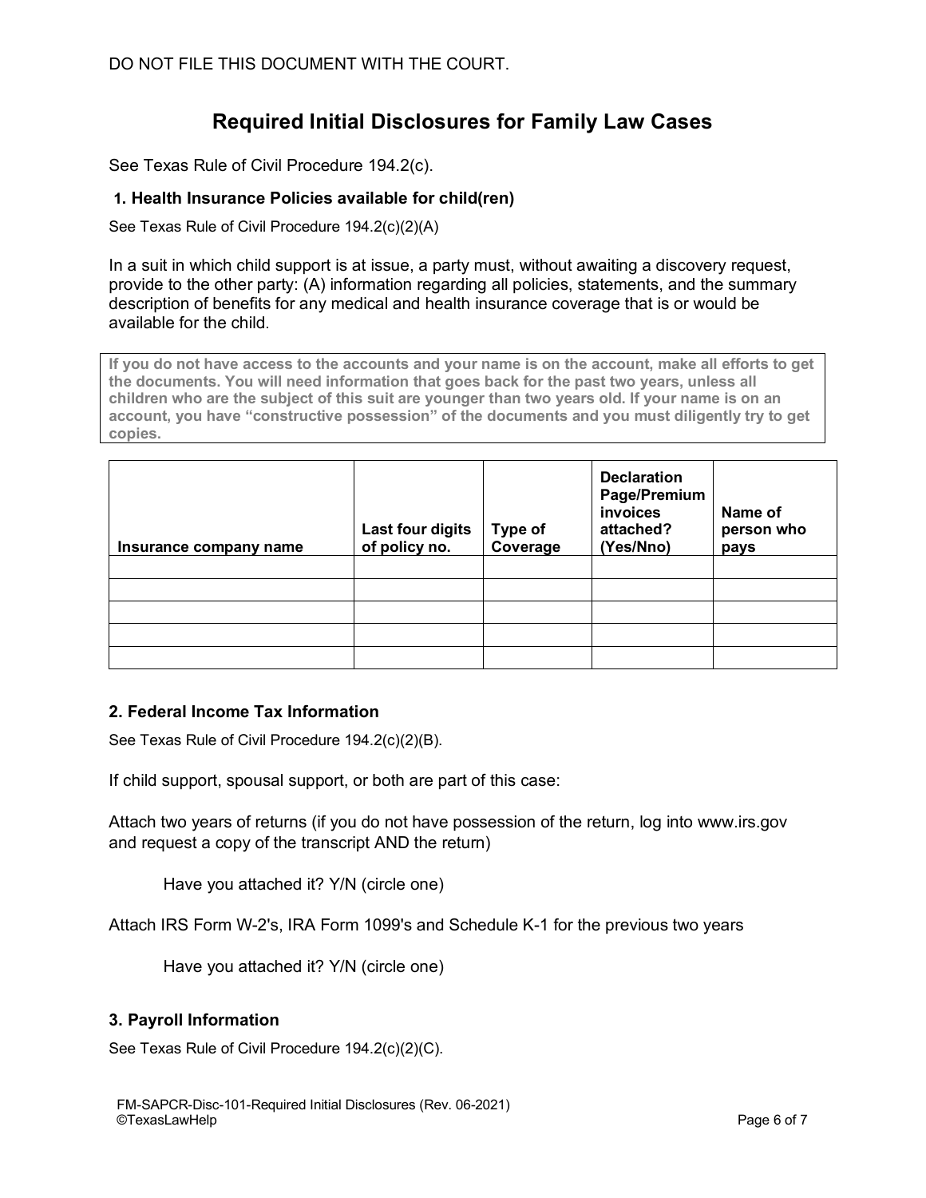DO NOT FILE THIS DOCUMENT WITH THE COURT.

# Required Initial Disclosures for Family Law Cases

See Texas Rule of Civil Procedure 194.2(c).

### 1. Health Insurance Policies available for child(ren)

See Texas Rule of Civil Procedure 194.2(c)(2)(A)

In a suit in which child support is at issue, a party must, without awaiting a discovery request, provide to the other party: (A) information regarding all policies, statements, and the summary description of benefits for any medical and health insurance coverage that is or would be available for the child.

**If you do not have access to the accounts and your name is on the account, make all efforts to get the documents. You will need information that goes back for the past two years, unless all children who are the subject of this suit are younger than two years old. If your name is on an account, you have "constructive possession" of the documents and you must diligently try to get copies.**

| Insurance company name | Last four digits of policy no. | Type of Coverage | Declaration Page/Premium invoices attached? (Yes/Nno) | Name of person who pays |
|---|---|---|---|---|
| | | | | |
| | | | | |
| | | | | |
| | | | | |
| | | | | |

### 2. Federal Income Tax Information

See Texas Rule of Civil Procedure 194.2(c)(2)(B).

If child support, spousal support, or both are part of this case:

Attach two years of returns (if you do not have possession of the return, log into www.irs.gov and request a copy of the transcript AND the return)

Have you attached it? Y/N (circle one)

Attach IRS Form W-2's, IRA Form 1099's and Schedule K-1 for the previous two years

Have you attached it? Y/N (circle one)

### 3. Payroll Information

See Texas Rule of Civil Procedure 194.2(c)(2)(C).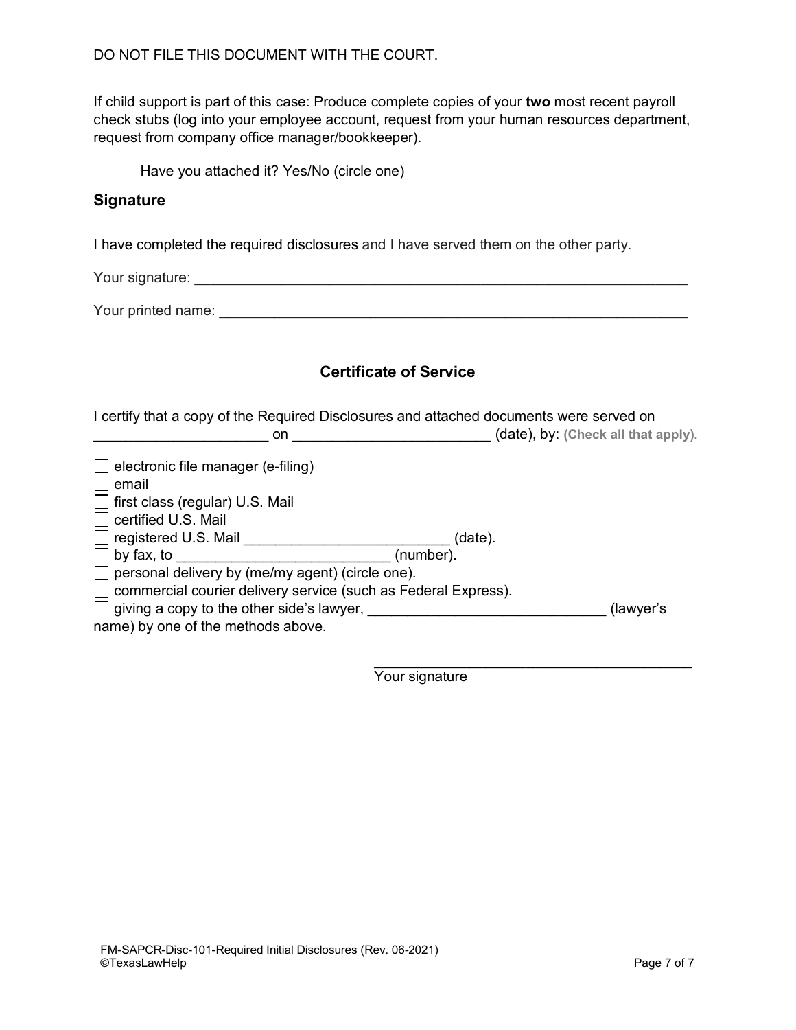DO NOT FILE THIS DOCUMENT WITH THE COURT.

If child support is part of this case: Produce complete copies of your **two** most recent payroll check stubs (log into your employee account, request from your human resources department, request from company office manager/bookkeeper).

Have you attached it? Yes/No (circle one)

### Signature

I have completed the required disclosures and I have served them on the other party.

Your signature: ______________________________________________________________

Your printed name: ___________________________________________________________

## Certificate of Service

I certify that a copy of the Required Disclosures and attached documents were served on _____________________ on ________________________ (date), by: **(Check all that apply).**

- ☐ electronic file manager (e-filing)
- ☐ email
- ☐ first class (regular) U.S. Mail
- ☐ certified U.S. Mail
- ☐ registered U.S. Mail _________________________ (date).
- ☐ by fax, to ___________________________ (number).
- ☐ personal delivery by (me/my agent) (circle one).
- ☐ commercial courier delivery service (such as Federal Express).
- ☐ giving a copy to the other side's lawyer, _____________________________ (lawyer's name) by one of the methods above.

________________________________________
Your signature

FM-SAPCR-Disc-101-Required Initial Disclosures (Rev. 06-2021)
©TexasLawHelp